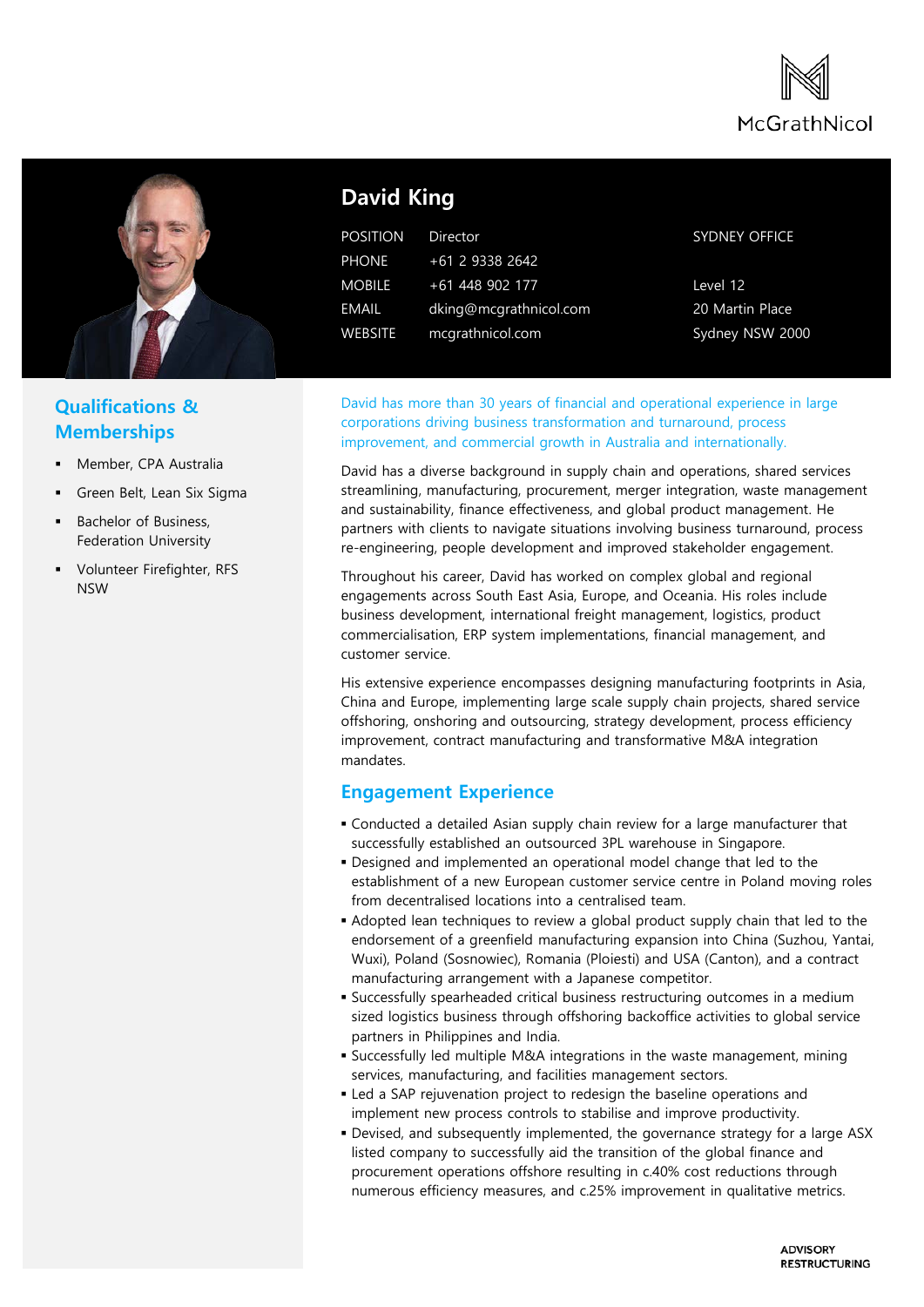McGrathNicol

# David King

| | | |
|---|---|---|
| POSITION | Director | SYDNEY OFFICE |
| PHONE | +61 2 9338 2642 | |
| MOBILE | +61 448 902 177 | Level 12 |
| EMAIL | dking@mcgrathnicol.com | 20 Martin Place |
| WEBSITE | mcgrathnicol.com | Sydney NSW 2000 |

## Qualifications & Memberships

- Member, CPA Australia
- Green Belt, Lean Six Sigma
- Bachelor of Business, Federation University
- Volunteer Firefighter, RFS NSW

David has more than 30 years of financial and operational experience in large corporations driving business transformation and turnaround, process improvement, and commercial growth in Australia and internationally.

David has a diverse background in supply chain and operations, shared services streamlining, manufacturing, procurement, merger integration, waste management and sustainability, finance effectiveness, and global product management. He partners with clients to navigate situations involving business turnaround, process re-engineering, people development and improved stakeholder engagement.

Throughout his career, David has worked on complex global and regional engagements across South East Asia, Europe, and Oceania. His roles include business development, international freight management, logistics, product commercialisation, ERP system implementations, financial management, and customer service.

His extensive experience encompasses designing manufacturing footprints in Asia, China and Europe, implementing large scale supply chain projects, shared service offshoring, onshoring and outsourcing, strategy development, process efficiency improvement, contract manufacturing and transformative M&A integration mandates.

## Engagement Experience

- Conducted a detailed Asian supply chain review for a large manufacturer that successfully established an outsourced 3PL warehouse in Singapore.
- Designed and implemented an operational model change that led to the establishment of a new European customer service centre in Poland moving roles from decentralised locations into a centralised team.
- Adopted lean techniques to review a global product supply chain that led to the endorsement of a greenfield manufacturing expansion into China (Suzhou, Yantai, Wuxi), Poland (Sosnowiec), Romania (Ploiesti) and USA (Canton), and a contract manufacturing arrangement with a Japanese competitor.
- Successfully spearheaded critical business restructuring outcomes in a medium sized logistics business through offshoring backoffice activities to global service partners in Philippines and India.
- Successfully led multiple M&A integrations in the waste management, mining services, manufacturing, and facilities management sectors.
- Led a SAP rejuvenation project to redesign the baseline operations and implement new process controls to stabilise and improve productivity.
- Devised, and subsequently implemented, the governance strategy for a large ASX listed company to successfully aid the transition of the global finance and procurement operations offshore resulting in c.40% cost reductions through numerous efficiency measures, and c.25% improvement in qualitative metrics.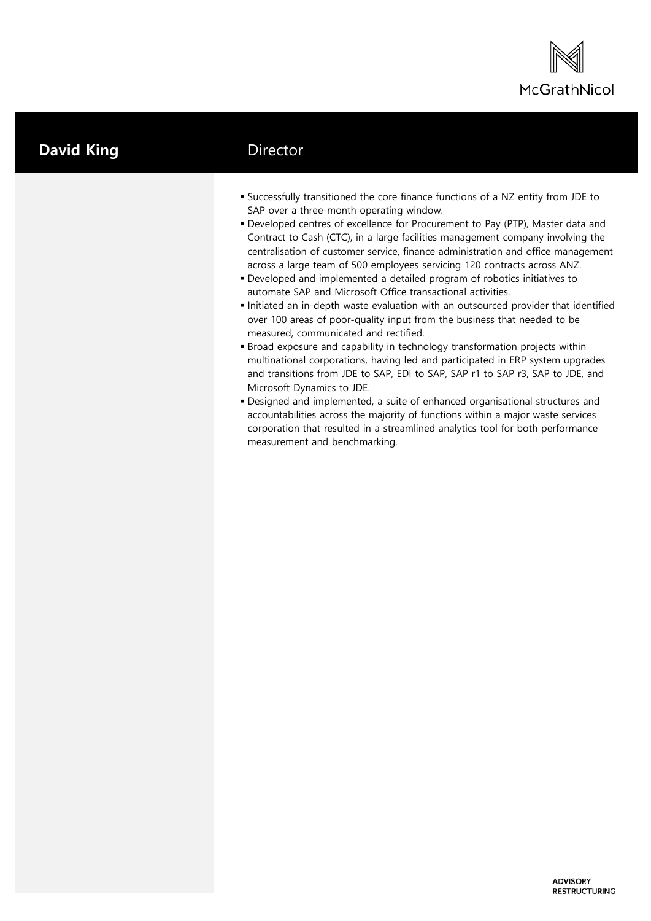**David King** Director

- Successfully transitioned the core finance functions of a NZ entity from JDE to SAP over a three-month operating window.
- Developed centres of excellence for Procurement to Pay (PTP), Master data and Contract to Cash (CTC), in a large facilities management company involving the centralisation of customer service, finance administration and office management across a large team of 500 employees servicing 120 contracts across ANZ.
- Developed and implemented a detailed program of robotics initiatives to automate SAP and Microsoft Office transactional activities.
- Initiated an in-depth waste evaluation with an outsourced provider that identified over 100 areas of poor-quality input from the business that needed to be measured, communicated and rectified.
- Broad exposure and capability in technology transformation projects within multinational corporations, having led and participated in ERP system upgrades and transitions from JDE to SAP, EDI to SAP, SAP r1 to SAP r3, SAP to JDE, and Microsoft Dynamics to JDE.
- Designed and implemented, a suite of enhanced organisational structures and accountabilities across the majority of functions within a major waste services corporation that resulted in a streamlined analytics tool for both performance measurement and benchmarking.